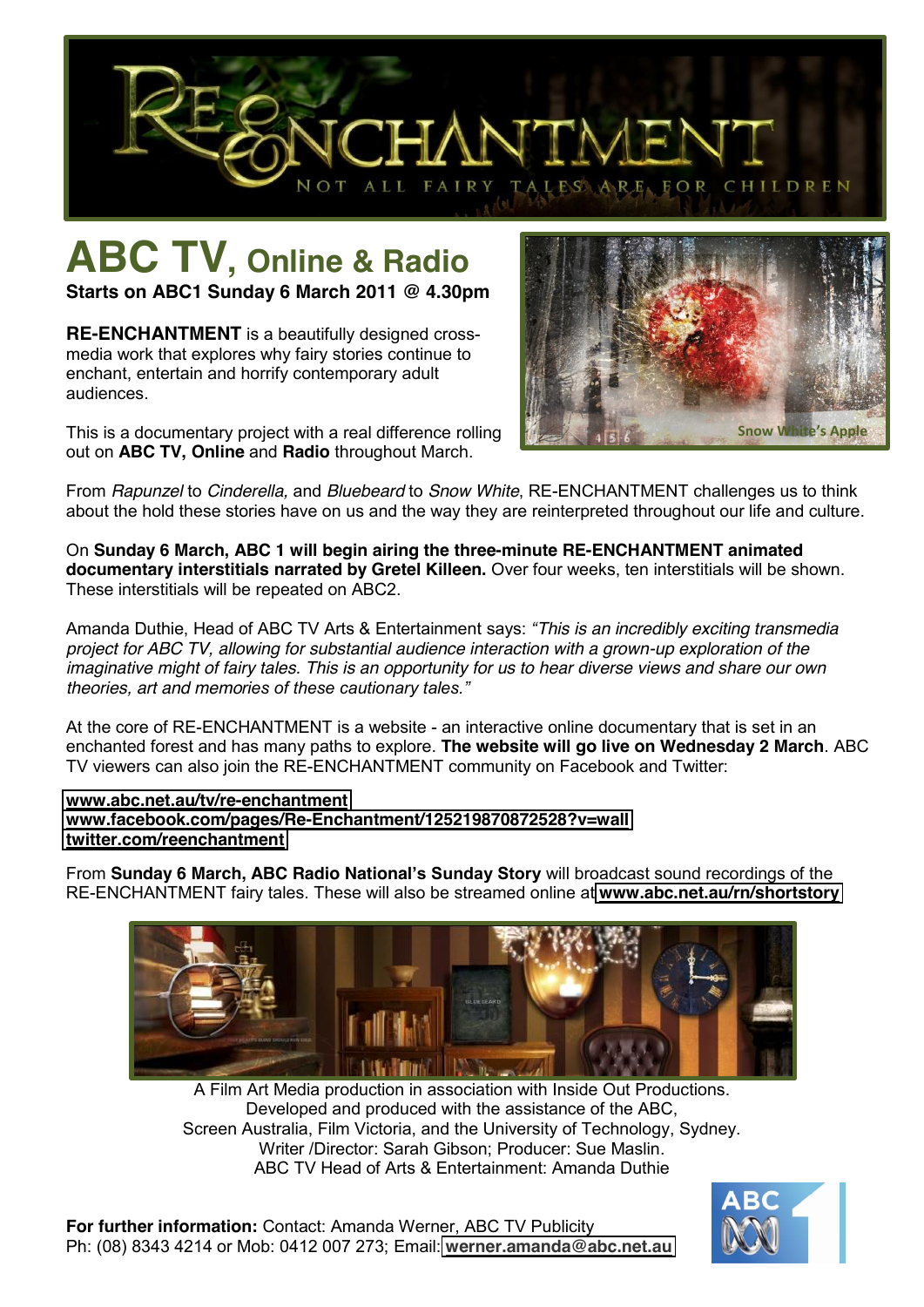# RE-ENCHANTMENT

NOT ALL FAIRY TALES ARE FOR CHILDREN

## ABC TV, Online & Radio

**Starts on ABC1 Sunday 6 March 2011 @ 4.30pm**

**RE-ENCHANTMENT** is a beautifully designed cross-media work that explores why fairy stories continue to enchant, entertain and horrify contemporary adult audiences.

This is a documentary project with a real difference rolling out on **ABC TV, Online** and **Radio** throughout March.

From *Rapunzel* to *Cinderella,* and *Bluebeard* to *Snow White*, RE-ENCHANTMENT challenges us to think about the hold these stories have on us and the way they are reinterpreted throughout our life and culture.

On **Sunday 6 March, ABC 1 will begin airing the three-minute RE-ENCHANTMENT animated documentary interstitials narrated by Gretel Killeen.** Over four weeks, ten interstitials will be shown. These interstitials will be repeated on ABC2.

Amanda Duthie, Head of ABC TV Arts & Entertainment says: *"This is an incredibly exciting transmedia project for ABC TV, allowing for substantial audience interaction with a grown-up exploration of the imaginative might of fairy tales. This is an opportunity for us to hear diverse views and share our own theories, art and memories of these cautionary tales."*

At the core of RE-ENCHANTMENT is a website - an interactive online documentary that is set in an enchanted forest and has many paths to explore. **The website will go live on Wednesday 2 March**. ABC TV viewers can also join the RE-ENCHANTMENT community on Facebook and Twitter:

**www.abc.net.au/tv/re-enchantment**
**www.facebook.com/pages/Re-Enchantment/125219870872528?v=wall**
**twitter.com/reenchantment**

From **Sunday 6 March, ABC Radio National's Sunday Story** will broadcast sound recordings of the RE-ENCHANTMENT fairy tales. These will also be streamed online at **www.abc.net.au/rn/shortstory**

A Film Art Media production in association with Inside Out Productions.
Developed and produced with the assistance of the ABC,
Screen Australia, Film Victoria, and the University of Technology, Sydney.
Writer /Director: Sarah Gibson; Producer: Sue Maslin.
ABC TV Head of Arts & Entertainment: Amanda Duthie

**For further information:** Contact: Amanda Werner, ABC TV Publicity
Ph: (08) 8343 4214 or Mob: 0412 007 273; Email: **werner.amanda@abc.net.au**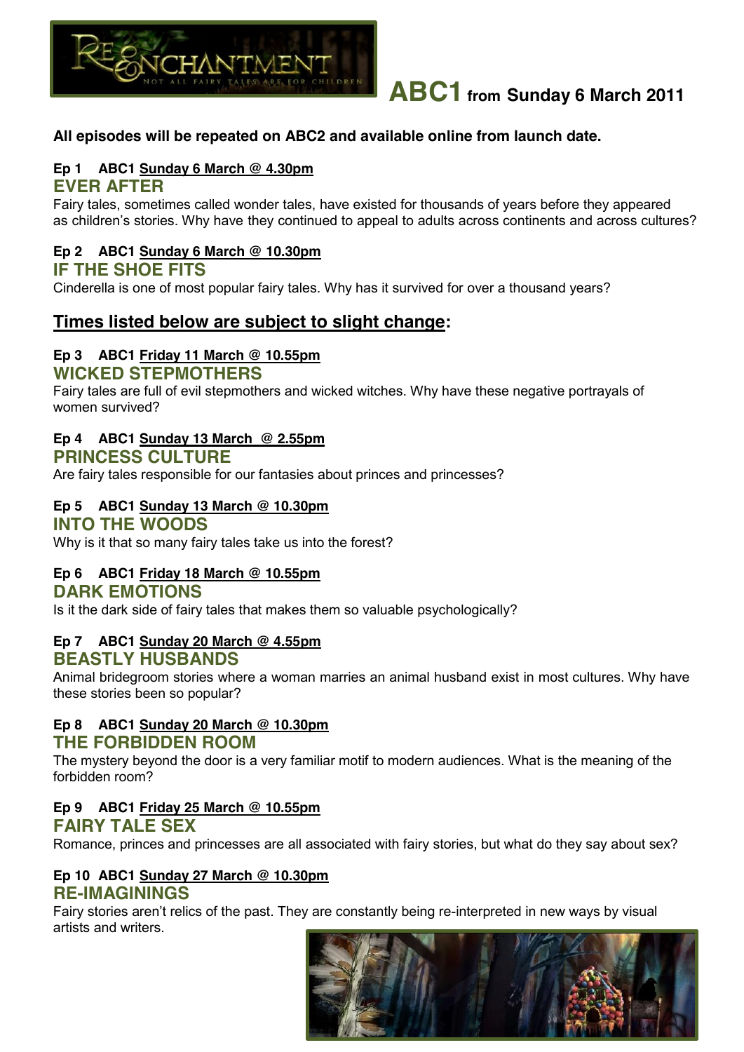**RE-ENCHANTMENT** NOT ALL FAIRY TALES ARE FOR CHILDREN

# ABC1 from Sunday 6 March 2011

**All episodes will be repeated on ABC2 and available online from launch date.**

**Ep 1 ABC1 Sunday 6 March @ 4.30pm**

## EVER AFTER

Fairy tales, sometimes called wonder tales, have existed for thousands of years before they appeared as children's stories. Why have they continued to appeal to adults across continents and across cultures?

**Ep 2 ABC1 Sunday 6 March @ 10.30pm**

## IF THE SHOE FITS

Cinderella is one of most popular fairy tales. Why has it survived for over a thousand years?

## Times listed below are subject to slight change:

**Ep 3 ABC1 Friday 11 March @ 10.55pm**

## WICKED STEPMOTHERS

Fairy tales are full of evil stepmothers and wicked witches. Why have these negative portrayals of women survived?

**Ep 4 ABC1 Sunday 13 March @ 2.55pm**

## PRINCESS CULTURE

Are fairy tales responsible for our fantasies about princes and princesses?

**Ep 5 ABC1 Sunday 13 March @ 10.30pm**

## INTO THE WOODS

Why is it that so many fairy tales take us into the forest?

**Ep 6 ABC1 Friday 18 March @ 10.55pm**

## DARK EMOTIONS

Is it the dark side of fairy tales that makes them so valuable psychologically?

**Ep 7 ABC1 Sunday 20 March @ 4.55pm**

## BEASTLY HUSBANDS

Animal bridegroom stories where a woman marries an animal husband exist in most cultures. Why have these stories been so popular?

**Ep 8 ABC1 Sunday 20 March @ 10.30pm**

## THE FORBIDDEN ROOM

The mystery beyond the door is a very familiar motif to modern audiences. What is the meaning of the forbidden room?

**Ep 9 ABC1 Friday 25 March @ 10.55pm**

## FAIRY TALE SEX

Romance, princes and princesses are all associated with fairy stories, but what do they say about sex?

**Ep 10 ABC1 Sunday 27 March @ 10.30pm**

## RE-IMAGININGS

Fairy stories aren't relics of the past. They are constantly being re-interpreted in new ways by visual artists and writers.